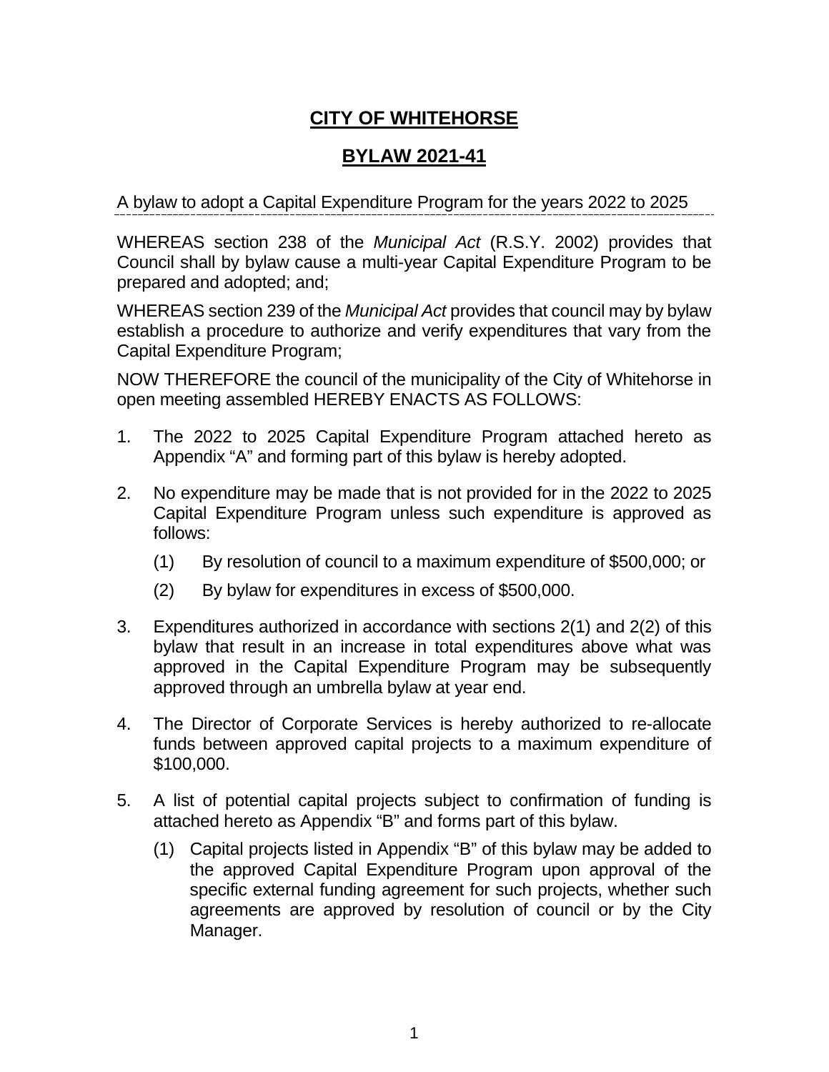# CITY OF WHITEHORSE

## BYLAW 2021-41

A bylaw to adopt a Capital Expenditure Program for the years 2022 to 2025

WHEREAS section 238 of the *Municipal Act* (R.S.Y. 2002) provides that Council shall by bylaw cause a multi-year Capital Expenditure Program to be prepared and adopted; and;

WHEREAS section 239 of the *Municipal Act* provides that council may by bylaw establish a procedure to authorize and verify expenditures that vary from the Capital Expenditure Program;

NOW THEREFORE the council of the municipality of the City of Whitehorse in open meeting assembled HEREBY ENACTS AS FOLLOWS:

1. The 2022 to 2025 Capital Expenditure Program attached hereto as Appendix "A" and forming part of this bylaw is hereby adopted.

2. No expenditure may be made that is not provided for in the 2022 to 2025 Capital Expenditure Program unless such expenditure is approved as follows:

   (1) By resolution of council to a maximum expenditure of $500,000; or

   (2) By bylaw for expenditures in excess of $500,000.

3. Expenditures authorized in accordance with sections 2(1) and 2(2) of this bylaw that result in an increase in total expenditures above what was approved in the Capital Expenditure Program may be subsequently approved through an umbrella bylaw at year end.

4. The Director of Corporate Services is hereby authorized to re-allocate funds between approved capital projects to a maximum expenditure of $100,000.

5. A list of potential capital projects subject to confirmation of funding is attached hereto as Appendix "B" and forms part of this bylaw.

   (1) Capital projects listed in Appendix "B" of this bylaw may be added to the approved Capital Expenditure Program upon approval of the specific external funding agreement for such projects, whether such agreements are approved by resolution of council or by the City Manager.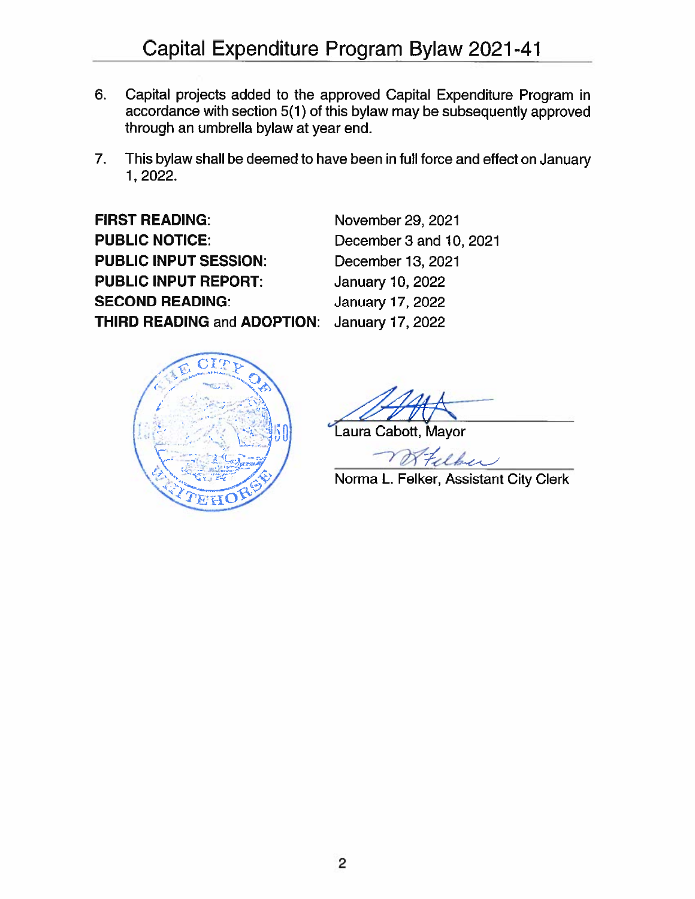6. Capital projects added to the approved Capital Expenditure Program in accordance with section 5(1) of this bylaw may be subsequently approved through an umbrella bylaw at year end.

7. This bylaw shall be deemed to have been in full force and effect on January 1, 2022.

| | |
|---|---|
| **FIRST READING:** | November 29, 2021 |
| **PUBLIC NOTICE:** | December 3 and 10, 2021 |
| **PUBLIC INPUT SESSION:** | December 13, 2021 |
| **PUBLIC INPUT REPORT:** | January 10, 2022 |
| **SECOND READING:** | January 17, 2022 |
| **THIRD READING** and **ADOPTION:** | January 17, 2022 |

Laura Cabott, Mayor

Norma L. Felker, Assistant City Clerk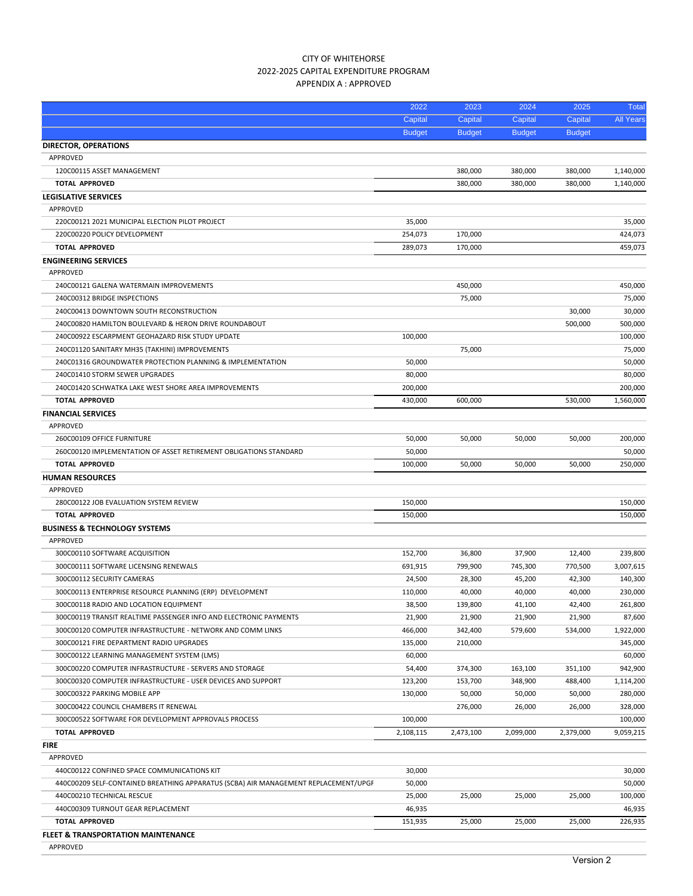CITY OF WHITEHORSE
2022-2025 CAPITAL EXPENDITURE PROGRAM
APPENDIX A : APPROVED

| | 2022 Capital Budget | 2023 Capital Budget | 2024 Capital Budget | 2025 Capital Budget | Total All Years |
|---|---|---|---|---|---|
| **DIRECTOR, OPERATIONS** | | | | | |
| APPROVED | | | | | |
| 120C00115 ASSET MANAGEMENT | | 380,000 | 380,000 | 380,000 | 1,140,000 |
| **TOTAL APPROVED** | | 380,000 | 380,000 | 380,000 | 1,140,000 |
| **LEGISLATIVE SERVICES** | | | | | |
| APPROVED | | | | | |
| 220C00121 2021 MUNICIPAL ELECTION PILOT PROJECT | 35,000 | | | | 35,000 |
| 220C00220 POLICY DEVELOPMENT | 254,073 | 170,000 | | | 424,073 |
| **TOTAL APPROVED** | 289,073 | 170,000 | | | 459,073 |
| **ENGINEERING SERVICES** | | | | | |
| APPROVED | | | | | |
| 240C00121 GALENA WATERMAIN IMPROVEMENTS | | 450,000 | | | 450,000 |
| 240C00312 BRIDGE INSPECTIONS | | 75,000 | | | 75,000 |
| 240C00413 DOWNTOWN SOUTH RECONSTRUCTION | | | | 30,000 | 30,000 |
| 240C00820 HAMILTON BOULEVARD & HERON DRIVE ROUNDABOUT | | | | 500,000 | 500,000 |
| 240C00922 ESCARPMENT GEOHAZARD RISK STUDY UPDATE | 100,000 | | | | 100,000 |
| 240C01120 SANITARY MH35 (TAKHINI) IMPROVEMENTS | | 75,000 | | | 75,000 |
| 240C01316 GROUNDWATER PROTECTION PLANNING & IMPLEMENTATION | 50,000 | | | | 50,000 |
| 240C01410 STORM SEWER UPGRADES | 80,000 | | | | 80,000 |
| 240C01420 SCHWATKA LAKE WEST SHORE AREA IMPROVEMENTS | 200,000 | | | | 200,000 |
| **TOTAL APPROVED** | 430,000 | 600,000 | | 530,000 | 1,560,000 |
| **FINANCIAL SERVICES** | | | | | |
| APPROVED | | | | | |
| 260C00109 OFFICE FURNITURE | 50,000 | 50,000 | 50,000 | 50,000 | 200,000 |
| 260C00120 IMPLEMENTATION OF ASSET RETIREMENT OBLIGATIONS STANDARD | 50,000 | | | | 50,000 |
| **TOTAL APPROVED** | 100,000 | 50,000 | 50,000 | 50,000 | 250,000 |
| **HUMAN RESOURCES** | | | | | |
| APPROVED | | | | | |
| 280C00122 JOB EVALUATION SYSTEM REVIEW | 150,000 | | | | 150,000 |
| **TOTAL APPROVED** | 150,000 | | | | 150,000 |
| **BUSINESS & TECHNOLOGY SYSTEMS** | | | | | |
| APPROVED | | | | | |
| 300C00110 SOFTWARE ACQUISITION | 152,700 | 36,800 | 37,900 | 12,400 | 239,800 |
| 300C00111 SOFTWARE LICENSING RENEWALS | 691,915 | 799,900 | 745,300 | 770,500 | 3,007,615 |
| 300C00112 SECURITY CAMERAS | 24,500 | 28,300 | 45,200 | 42,300 | 140,300 |
| 300C00113 ENTERPRISE RESOURCE PLANNING (ERP) DEVELOPMENT | 110,000 | 40,000 | 40,000 | 40,000 | 230,000 |
| 300C00118 RADIO AND LOCATION EQUIPMENT | 38,500 | 139,800 | 41,100 | 42,400 | 261,800 |
| 300C00119 TRANSIT REALTIME PASSENGER INFO AND ELECTRONIC PAYMENTS | 21,900 | 21,900 | 21,900 | 21,900 | 87,600 |
| 300C00120 COMPUTER INFRASTRUCTURE - NETWORK AND COMM LINKS | 466,000 | 342,400 | 579,600 | 534,000 | 1,922,000 |
| 300C00121 FIRE DEPARTMENT RADIO UPGRADES | 135,000 | 210,000 | | | 345,000 |
| 300C00122 LEARNING MANAGEMENT SYSTEM (LMS) | 60,000 | | | | 60,000 |
| 300C00220 COMPUTER INFRASTRUCTURE - SERVERS AND STORAGE | 54,400 | 374,300 | 163,100 | 351,100 | 942,900 |
| 300C00320 COMPUTER INFRASTRUCTURE - USER DEVICES AND SUPPORT | 123,200 | 153,700 | 348,900 | 488,400 | 1,114,200 |
| 300C00322 PARKING MOBILE APP | 130,000 | 50,000 | 50,000 | 50,000 | 280,000 |
| 300C00422 COUNCIL CHAMBERS IT RENEWAL | | 276,000 | 26,000 | 26,000 | 328,000 |
| 300C00522 SOFTWARE FOR DEVELOPMENT APPROVALS PROCESS | 100,000 | | | | 100,000 |
| **TOTAL APPROVED** | 2,108,115 | 2,473,100 | 2,099,000 | 2,379,000 | 9,059,215 |
| **FIRE** | | | | | |
| APPROVED | | | | | |
| 440C00122 CONFINED SPACE COMMUNICATIONS KIT | 30,000 | | | | 30,000 |
| 440C00209 SELF-CONTAINED BREATHING APPARATUS (SCBA) AIR MANAGEMENT REPLACEMENT/UPGF | 50,000 | | | | 50,000 |
| 440C00210 TECHNICAL RESCUE | 25,000 | 25,000 | 25,000 | 25,000 | 100,000 |
| 440C00309 TURNOUT GEAR REPLACEMENT | 46,935 | | | | 46,935 |
| **TOTAL APPROVED** | 151,935 | 25,000 | 25,000 | 25,000 | 226,935 |
| **FLEET & TRANSPORTATION MAINTENANCE** | | | | | |
| APPROVED | | | | | |

Version 2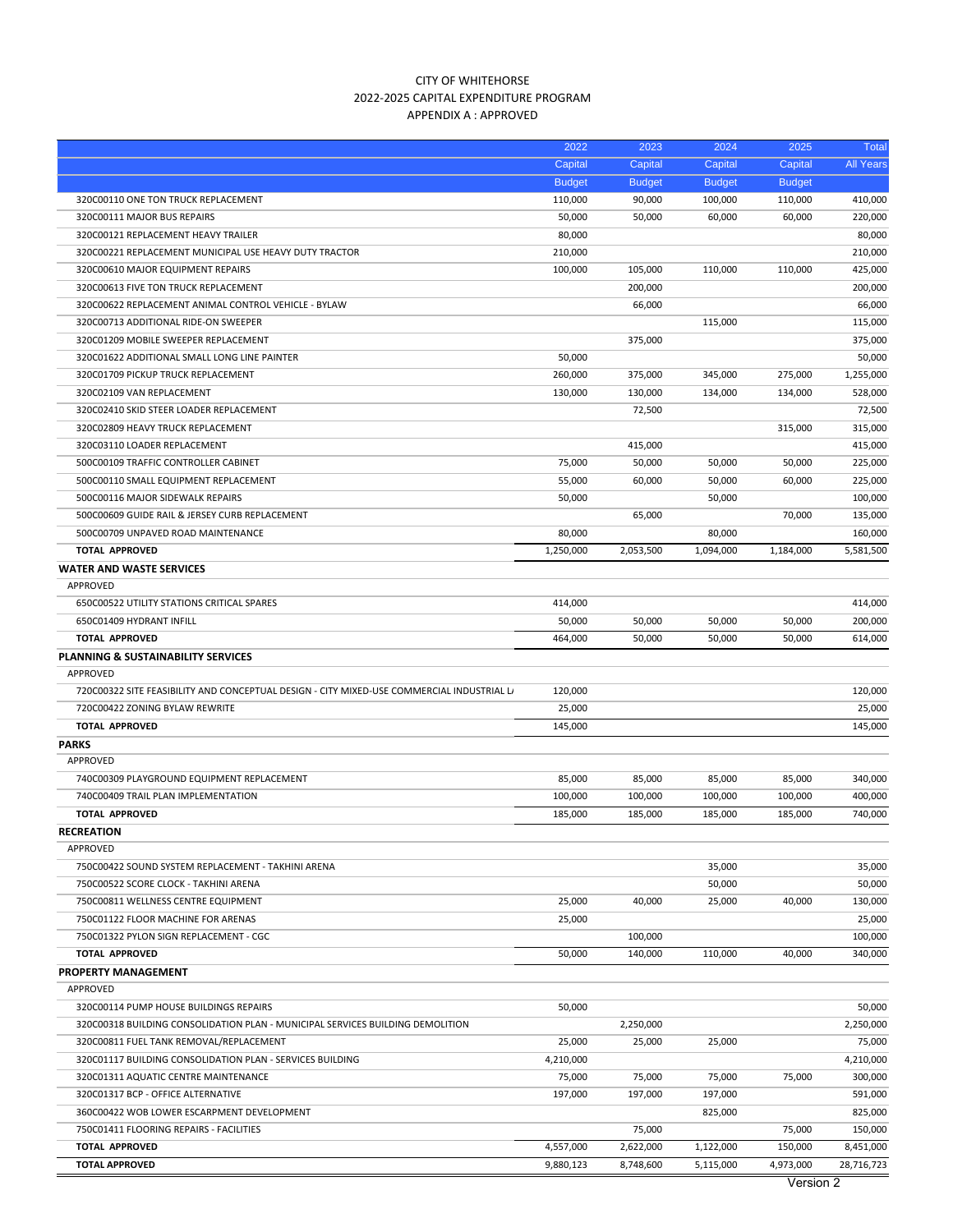# CITY OF WHITEHORSE
## 2022-2025 CAPITAL EXPENDITURE PROGRAM
### APPENDIX A : APPROVED

| | 2022 Capital Budget | 2023 Capital Budget | 2024 Capital Budget | 2025 Capital Budget | Total All Years |
|---|---|---|---|---|---|
| 320C00110 ONE TON TRUCK REPLACEMENT | 110,000 | 90,000 | 100,000 | 110,000 | 410,000 |
| 320C00111 MAJOR BUS REPAIRS | 50,000 | 50,000 | 60,000 | 60,000 | 220,000 |
| 320C00121 REPLACEMENT HEAVY TRAILER | 80,000 | | | | 80,000 |
| 320C00221 REPLACEMENT MUNICIPAL USE HEAVY DUTY TRACTOR | 210,000 | | | | 210,000 |
| 320C00610 MAJOR EQUIPMENT REPAIRS | 100,000 | 105,000 | 110,000 | 110,000 | 425,000 |
| 320C00613 FIVE TON TRUCK REPLACEMENT | | 200,000 | | | 200,000 |
| 320C00622 REPLACEMENT ANIMAL CONTROL VEHICLE - BYLAW | | 66,000 | | | 66,000 |
| 320C00713 ADDITIONAL RIDE-ON SWEEPER | | | 115,000 | | 115,000 |
| 320C01209 MOBILE SWEEPER REPLACEMENT | | 375,000 | | | 375,000 |
| 320C01622 ADDITIONAL SMALL LONG LINE PAINTER | 50,000 | | | | 50,000 |
| 320C01709 PICKUP TRUCK REPLACEMENT | 260,000 | 375,000 | 345,000 | 275,000 | 1,255,000 |
| 320C02109 VAN REPLACEMENT | 130,000 | 130,000 | 134,000 | 134,000 | 528,000 |
| 320C02410 SKID STEER LOADER REPLACEMENT | | 72,500 | | | 72,500 |
| 320C02809 HEAVY TRUCK REPLACEMENT | | | | 315,000 | 315,000 |
| 320C03110 LOADER REPLACEMENT | | 415,000 | | | 415,000 |
| 500C00109 TRAFFIC CONTROLLER CABINET | 75,000 | 50,000 | 50,000 | 50,000 | 225,000 |
| 500C00110 SMALL EQUIPMENT REPLACEMENT | 55,000 | 60,000 | 50,000 | 60,000 | 225,000 |
| 500C00116 MAJOR SIDEWALK REPAIRS | 50,000 | | 50,000 | | 100,000 |
| 500C00609 GUIDE RAIL & JERSEY CURB REPLACEMENT | | 65,000 | | 70,000 | 135,000 |
| 500C00709 UNPAVED ROAD MAINTENANCE | 80,000 | | 80,000 | | 160,000 |
| **TOTAL APPROVED** | 1,250,000 | 2,053,500 | 1,094,000 | 1,184,000 | 5,581,500 |
| **WATER AND WASTE SERVICES** | | | | | |
| APPROVED | | | | | |
| 650C00522 UTILITY STATIONS CRITICAL SPARES | 414,000 | | | | 414,000 |
| 650C01409 HYDRANT INFILL | 50,000 | 50,000 | 50,000 | 50,000 | 200,000 |
| **TOTAL APPROVED** | 464,000 | 50,000 | 50,000 | 50,000 | 614,000 |
| **PLANNING & SUSTAINABILITY SERVICES** | | | | | |
| APPROVED | | | | | |
| 720C00322 SITE FEASIBILITY AND CONCEPTUAL DESIGN - CITY MIXED-USE COMMERCIAL INDUSTRIAL L/ | 120,000 | | | | 120,000 |
| 720C00422 ZONING BYLAW REWRITE | 25,000 | | | | 25,000 |
| **TOTAL APPROVED** | 145,000 | | | | 145,000 |
| **PARKS** | | | | | |
| APPROVED | | | | | |
| 740C00309 PLAYGROUND EQUIPMENT REPLACEMENT | 85,000 | 85,000 | 85,000 | 85,000 | 340,000 |
| 740C00409 TRAIL PLAN IMPLEMENTATION | 100,000 | 100,000 | 100,000 | 100,000 | 400,000 |
| **TOTAL APPROVED** | 185,000 | 185,000 | 185,000 | 185,000 | 740,000 |
| **RECREATION** | | | | | |
| APPROVED | | | | | |
| 750C00422 SOUND SYSTEM REPLACEMENT - TAKHINI ARENA | | | 35,000 | | 35,000 |
| 750C00522 SCORE CLOCK - TAKHINI ARENA | | | 50,000 | | 50,000 |
| 750C00811 WELLNESS CENTRE EQUIPMENT | 25,000 | 40,000 | 25,000 | 40,000 | 130,000 |
| 750C01122 FLOOR MACHINE FOR ARENAS | 25,000 | | | | 25,000 |
| 750C01322 PYLON SIGN REPLACEMENT - CGC | | 100,000 | | | 100,000 |
| **TOTAL APPROVED** | 50,000 | 140,000 | 110,000 | 40,000 | 340,000 |
| **PROPERTY MANAGEMENT** | | | | | |
| APPROVED | | | | | |
| 320C00114 PUMP HOUSE BUILDINGS REPAIRS | 50,000 | | | | 50,000 |
| 320C00318 BUILDING CONSOLIDATION PLAN - MUNICIPAL SERVICES BUILDING DEMOLITION | | 2,250,000 | | | 2,250,000 |
| 320C00811 FUEL TANK REMOVAL/REPLACEMENT | 25,000 | 25,000 | 25,000 | | 75,000 |
| 320C01117 BUILDING CONSOLIDATION PLAN - SERVICES BUILDING | 4,210,000 | | | | 4,210,000 |
| 320C01311 AQUATIC CENTRE MAINTENANCE | 75,000 | 75,000 | 75,000 | 75,000 | 300,000 |
| 320C01317 BCP - OFFICE ALTERNATIVE | 197,000 | 197,000 | 197,000 | | 591,000 |
| 360C00422 WOB LOWER ESCARPMENT DEVELOPMENT | | | 825,000 | | 825,000 |
| 750C01411 FLOORING REPAIRS - FACILITIES | | 75,000 | | 75,000 | 150,000 |
| **TOTAL APPROVED** | 4,557,000 | 2,622,000 | 1,122,000 | 150,000 | 8,451,000 |
| **TOTAL APPROVED** | 9,880,123 | 8,748,600 | 5,115,000 | 4,973,000 | 28,716,723 |

Version 2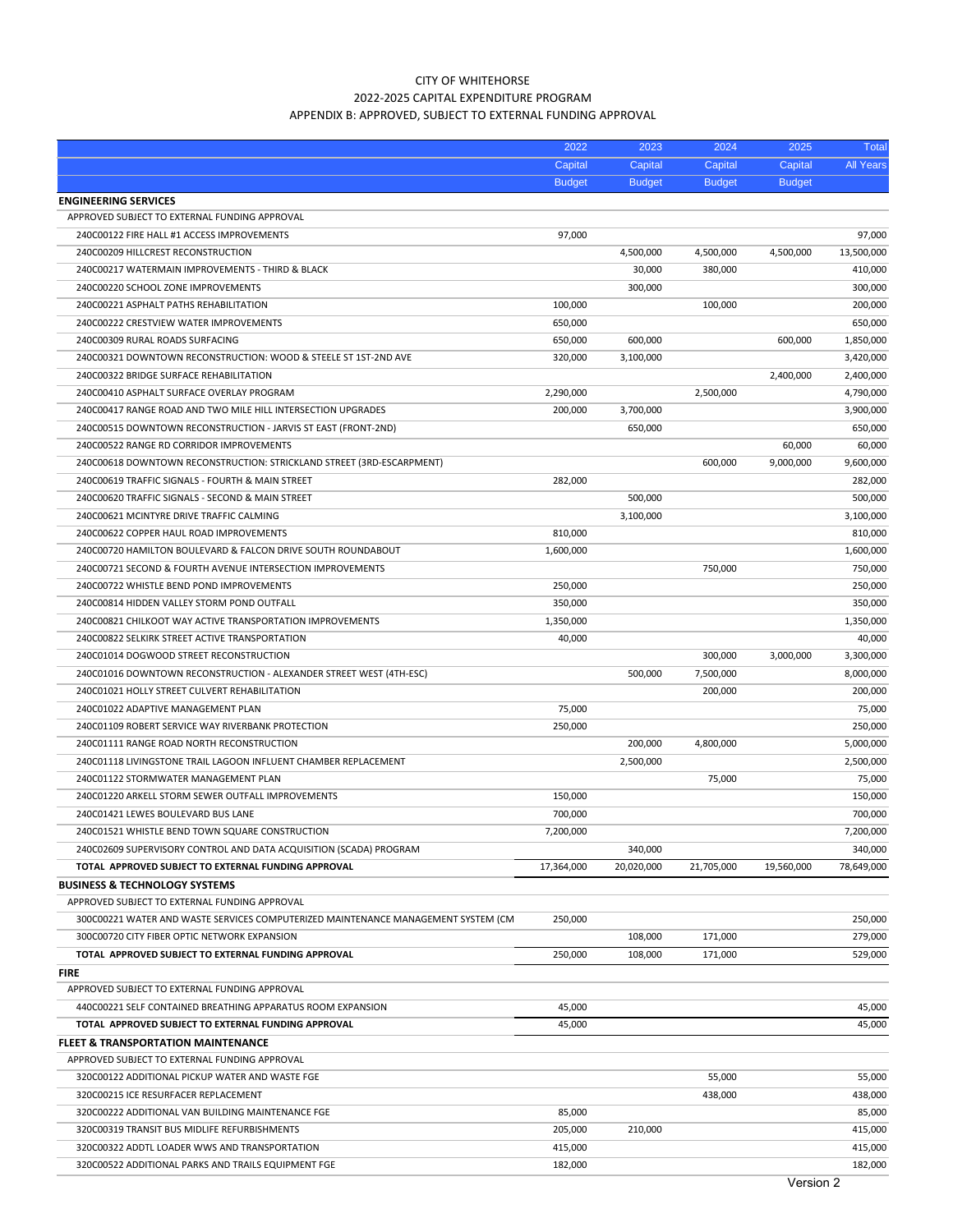CITY OF WHITEHORSE

2022-2025 CAPITAL EXPENDITURE PROGRAM

APPENDIX B: APPROVED, SUBJECT TO EXTERNAL FUNDING APPROVAL

| | 2022 Capital Budget | 2023 Capital Budget | 2024 Capital Budget | 2025 Capital Budget | Total All Years |
|---|---|---|---|---|---|
| **ENGINEERING SERVICES** | | | | | |
| APPROVED SUBJECT TO EXTERNAL FUNDING APPROVAL | | | | | |
| 240C00122 FIRE HALL #1 ACCESS IMPROVEMENTS | 97,000 | | | | 97,000 |
| 240C00209 HILLCREST RECONSTRUCTION | | 4,500,000 | 4,500,000 | 4,500,000 | 13,500,000 |
| 240C00217 WATERMAIN IMPROVEMENTS - THIRD & BLACK | | 30,000 | 380,000 | | 410,000 |
| 240C00220 SCHOOL ZONE IMPROVEMENTS | | 300,000 | | | 300,000 |
| 240C00221 ASPHALT PATHS REHABILITATION | 100,000 | | 100,000 | | 200,000 |
| 240C00222 CRESTVIEW WATER IMPROVEMENTS | 650,000 | | | | 650,000 |
| 240C00309 RURAL ROADS SURFACING | 650,000 | 600,000 | | 600,000 | 1,850,000 |
| 240C00321 DOWNTOWN RECONSTRUCTION: WOOD & STEELE ST 1ST-2ND AVE | 320,000 | 3,100,000 | | | 3,420,000 |
| 240C00322 BRIDGE SURFACE REHABILITATION | | | | 2,400,000 | 2,400,000 |
| 240C00410 ASPHALT SURFACE OVERLAY PROGRAM | 2,290,000 | | 2,500,000 | | 4,790,000 |
| 240C00417 RANGE ROAD AND TWO MILE HILL INTERSECTION UPGRADES | 200,000 | 3,700,000 | | | 3,900,000 |
| 240C00515 DOWNTOWN RECONSTRUCTION - JARVIS ST EAST (FRONT-2ND) | | 650,000 | | | 650,000 |
| 240C00522 RANGE RD CORRIDOR IMPROVEMENTS | | | | 60,000 | 60,000 |
| 240C00618 DOWNTOWN RECONSTRUCTION: STRICKLAND STREET (3RD-ESCARPMENT) | | | 600,000 | 9,000,000 | 9,600,000 |
| 240C00619 TRAFFIC SIGNALS - FOURTH & MAIN STREET | 282,000 | | | | 282,000 |
| 240C00620 TRAFFIC SIGNALS - SECOND & MAIN STREET | | 500,000 | | | 500,000 |
| 240C00621 MCINTYRE DRIVE TRAFFIC CALMING | | 3,100,000 | | | 3,100,000 |
| 240C00622 COPPER HAUL ROAD IMPROVEMENTS | 810,000 | | | | 810,000 |
| 240C00720 HAMILTON BOULEVARD & FALCON DRIVE SOUTH ROUNDABOUT | 1,600,000 | | | | 1,600,000 |
| 240C00721 SECOND & FOURTH AVENUE INTERSECTION IMPROVEMENTS | | | 750,000 | | 750,000 |
| 240C00722 WHISTLE BEND POND IMPROVEMENTS | 250,000 | | | | 250,000 |
| 240C00814 HIDDEN VALLEY STORM POND OUTFALL | 350,000 | | | | 350,000 |
| 240C00821 CHILKOOT WAY ACTIVE TRANSPORTATION IMPROVEMENTS | 1,350,000 | | | | 1,350,000 |
| 240C00822 SELKIRK STREET ACTIVE TRANSPORTATION | 40,000 | | | | 40,000 |
| 240C01014 DOGWOOD STREET RECONSTRUCTION | | | 300,000 | 3,000,000 | 3,300,000 |
| 240C01016 DOWNTOWN RECONSTRUCTION - ALEXANDER STREET WEST (4TH-ESC) | | 500,000 | 7,500,000 | | 8,000,000 |
| 240C01021 HOLLY STREET CULVERT REHABILITATION | | | 200,000 | | 200,000 |
| 240C01022 ADAPTIVE MANAGEMENT PLAN | 75,000 | | | | 75,000 |
| 240C01109 ROBERT SERVICE WAY RIVERBANK PROTECTION | 250,000 | | | | 250,000 |
| 240C01111 RANGE ROAD NORTH RECONSTRUCTION | | 200,000 | 4,800,000 | | 5,000,000 |
| 240C01118 LIVINGSTONE TRAIL LAGOON INFLUENT CHAMBER REPLACEMENT | | 2,500,000 | | | 2,500,000 |
| 240C01122 STORMWATER MANAGEMENT PLAN | | | 75,000 | | 75,000 |
| 240C01220 ARKELL STORM SEWER OUTFALL IMPROVEMENTS | 150,000 | | | | 150,000 |
| 240C01421 LEWES BOULEVARD BUS LANE | 700,000 | | | | 700,000 |
| 240C01521 WHISTLE BEND TOWN SQUARE CONSTRUCTION | 7,200,000 | | | | 7,200,000 |
| 240C02609 SUPERVISORY CONTROL AND DATA ACQUISITION (SCADA) PROGRAM | | 340,000 | | | 340,000 |
| **TOTAL APPROVED SUBJECT TO EXTERNAL FUNDING APPROVAL** | 17,364,000 | 20,020,000 | 21,705,000 | 19,560,000 | 78,649,000 |
| **BUSINESS & TECHNOLOGY SYSTEMS** | | | | | |
| APPROVED SUBJECT TO EXTERNAL FUNDING APPROVAL | | | | | |
| 300C00221 WATER AND WASTE SERVICES COMPUTERIZED MAINTENANCE MANAGEMENT SYSTEM (CM | 250,000 | | | | 250,000 |
| 300C00720 CITY FIBER OPTIC NETWORK EXPANSION | | 108,000 | 171,000 | | 279,000 |
| **TOTAL APPROVED SUBJECT TO EXTERNAL FUNDING APPROVAL** | 250,000 | 108,000 | 171,000 | | 529,000 |
| **FIRE** | | | | | |
| APPROVED SUBJECT TO EXTERNAL FUNDING APPROVAL | | | | | |
| 440C00221 SELF CONTAINED BREATHING APPARATUS ROOM EXPANSION | 45,000 | | | | 45,000 |
| **TOTAL APPROVED SUBJECT TO EXTERNAL FUNDING APPROVAL** | 45,000 | | | | 45,000 |
| **FLEET & TRANSPORTATION MAINTENANCE** | | | | | |
| APPROVED SUBJECT TO EXTERNAL FUNDING APPROVAL | | | | | |
| 320C00122 ADDITIONAL PICKUP WATER AND WASTE FGE | | | 55,000 | | 55,000 |
| 320C00215 ICE RESURFACER REPLACEMENT | | | 438,000 | | 438,000 |
| 320C00222 ADDITIONAL VAN BUILDING MAINTENANCE FGE | 85,000 | | | | 85,000 |
| 320C00319 TRANSIT BUS MIDLIFE REFURBISHMENTS | 205,000 | 210,000 | | | 415,000 |
| 320C00322 ADDTL LOADER WWS AND TRANSPORTATION | 415,000 | | | | 415,000 |
| 320C00522 ADDITIONAL PARKS AND TRAILS EQUIPMENT FGE | 182,000 | | | | 182,000 |

Version 2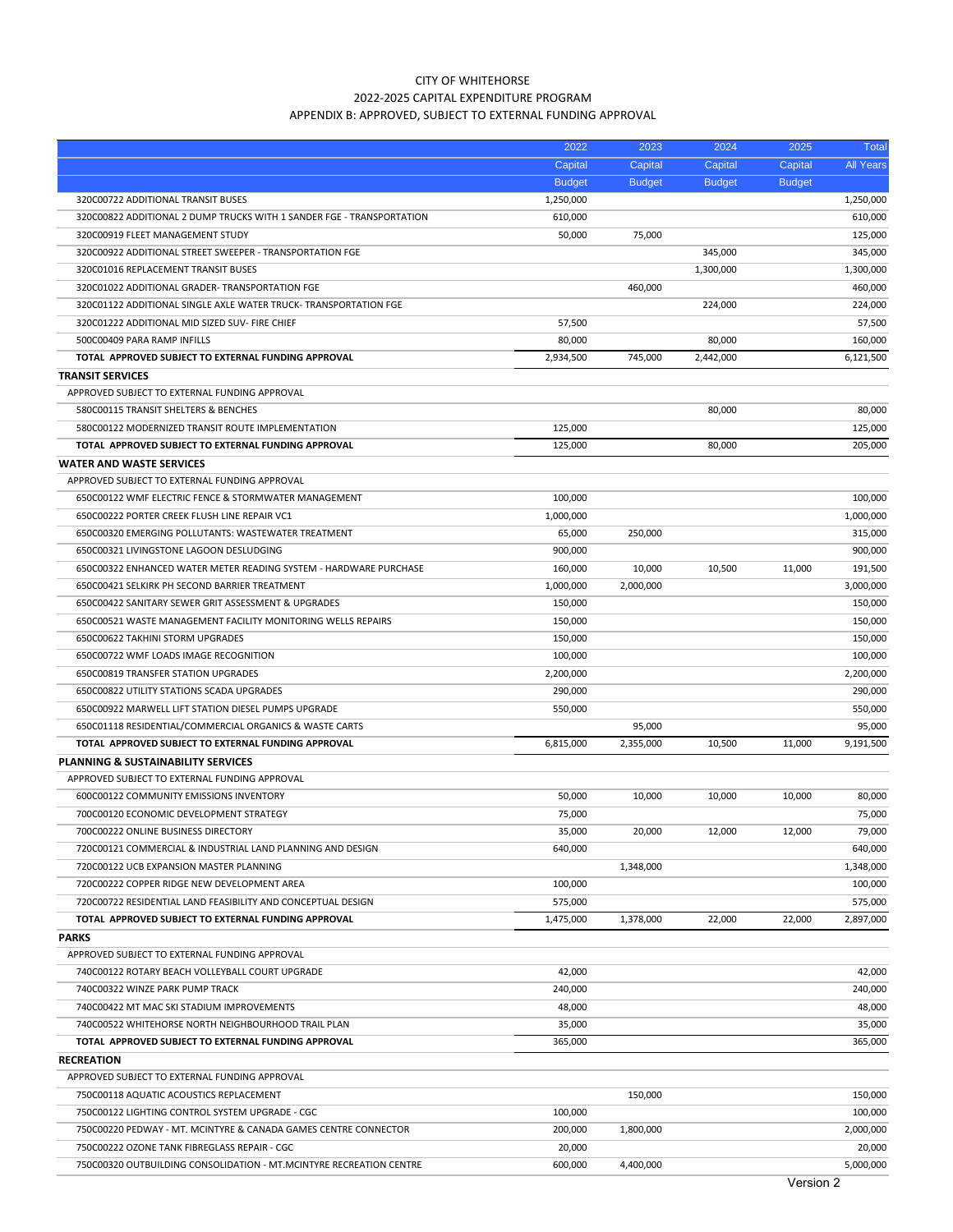CITY OF WHITEHORSE

2022-2025 CAPITAL EXPENDITURE PROGRAM

APPENDIX B: APPROVED, SUBJECT TO EXTERNAL FUNDING APPROVAL

| | 2022 Capital Budget | 2023 Capital Budget | 2024 Capital Budget | 2025 Capital Budget | Total All Years |
|---|---|---|---|---|---|
| 320C00722 ADDITIONAL TRANSIT BUSES | 1,250,000 | | | | 1,250,000 |
| 320C00822 ADDITIONAL 2 DUMP TRUCKS WITH 1 SANDER FGE - TRANSPORTATION | 610,000 | | | | 610,000 |
| 320C00919 FLEET MANAGEMENT STUDY | 50,000 | 75,000 | | | 125,000 |
| 320C00922 ADDITIONAL STREET SWEEPER - TRANSPORTATION FGE | | | 345,000 | | 345,000 |
| 320C01016 REPLACEMENT TRANSIT BUSES | | | 1,300,000 | | 1,300,000 |
| 320C01022 ADDITIONAL GRADER- TRANSPORTATION FGE | | 460,000 | | | 460,000 |
| 320C01122 ADDITIONAL SINGLE AXLE WATER TRUCK- TRANSPORTATION FGE | | | 224,000 | | 224,000 |
| 320C01222 ADDITIONAL MID SIZED SUV- FIRE CHIEF | 57,500 | | | | 57,500 |
| 500C00409 PARA RAMP INFILLS | 80,000 | | 80,000 | | 160,000 |
| **TOTAL APPROVED SUBJECT TO EXTERNAL FUNDING APPROVAL** | 2,934,500 | 745,000 | 2,442,000 | | 6,121,500 |
| **TRANSIT SERVICES** | | | | | |
| APPROVED SUBJECT TO EXTERNAL FUNDING APPROVAL | | | | | |
| 580C00115 TRANSIT SHELTERS & BENCHES | | | 80,000 | | 80,000 |
| 580C00122 MODERNIZED TRANSIT ROUTE IMPLEMENTATION | 125,000 | | | | 125,000 |
| **TOTAL APPROVED SUBJECT TO EXTERNAL FUNDING APPROVAL** | 125,000 | | 80,000 | | 205,000 |
| **WATER AND WASTE SERVICES** | | | | | |
| APPROVED SUBJECT TO EXTERNAL FUNDING APPROVAL | | | | | |
| 650C00122 WMF ELECTRIC FENCE & STORMWATER MANAGEMENT | 100,000 | | | | 100,000 |
| 650C00222 PORTER CREEK FLUSH LINE REPAIR VC1 | 1,000,000 | | | | 1,000,000 |
| 650C00320 EMERGING POLLUTANTS: WASTEWATER TREATMENT | 65,000 | 250,000 | | | 315,000 |
| 650C00321 LIVINGSTONE LAGOON DESLUDGING | 900,000 | | | | 900,000 |
| 650C00322 ENHANCED WATER METER READING SYSTEM - HARDWARE PURCHASE | 160,000 | 10,000 | 10,500 | 11,000 | 191,500 |
| 650C00421 SELKIRK PH SECOND BARRIER TREATMENT | 1,000,000 | 2,000,000 | | | 3,000,000 |
| 650C00422 SANITARY SEWER GRIT ASSESSMENT & UPGRADES | 150,000 | | | | 150,000 |
| 650C00521 WASTE MANAGEMENT FACILITY MONITORING WELLS REPAIRS | 150,000 | | | | 150,000 |
| 650C00622 TAKHINI STORM UPGRADES | 150,000 | | | | 150,000 |
| 650C00722 WMF LOADS IMAGE RECOGNITION | 100,000 | | | | 100,000 |
| 650C00819 TRANSFER STATION UPGRADES | 2,200,000 | | | | 2,200,000 |
| 650C00822 UTILITY STATIONS SCADA UPGRADES | 290,000 | | | | 290,000 |
| 650C00922 MARWELL LIFT STATION DIESEL PUMPS UPGRADE | 550,000 | | | | 550,000 |
| 650C01118 RESIDENTIAL/COMMERCIAL ORGANICS & WASTE CARTS | | 95,000 | | | 95,000 |
| **TOTAL APPROVED SUBJECT TO EXTERNAL FUNDING APPROVAL** | 6,815,000 | 2,355,000 | 10,500 | 11,000 | 9,191,500 |
| **PLANNING & SUSTAINABILITY SERVICES** | | | | | |
| APPROVED SUBJECT TO EXTERNAL FUNDING APPROVAL | | | | | |
| 600C00122 COMMUNITY EMISSIONS INVENTORY | 50,000 | 10,000 | 10,000 | 10,000 | 80,000 |
| 700C00120 ECONOMIC DEVELOPMENT STRATEGY | 75,000 | | | | 75,000 |
| 700C00222 ONLINE BUSINESS DIRECTORY | 35,000 | 20,000 | 12,000 | 12,000 | 79,000 |
| 720C00121 COMMERCIAL & INDUSTRIAL LAND PLANNING AND DESIGN | 640,000 | | | | 640,000 |
| 720C00122 UCB EXPANSION MASTER PLANNING | | 1,348,000 | | | 1,348,000 |
| 720C00222 COPPER RIDGE NEW DEVELOPMENT AREA | 100,000 | | | | 100,000 |
| 720C00722 RESIDENTIAL LAND FEASIBILITY AND CONCEPTUAL DESIGN | 575,000 | | | | 575,000 |
| **TOTAL APPROVED SUBJECT TO EXTERNAL FUNDING APPROVAL** | 1,475,000 | 1,378,000 | 22,000 | 22,000 | 2,897,000 |
| **PARKS** | | | | | |
| APPROVED SUBJECT TO EXTERNAL FUNDING APPROVAL | | | | | |
| 740C00122 ROTARY BEACH VOLLEYBALL COURT UPGRADE | 42,000 | | | | 42,000 |
| 740C00322 WINZE PARK PUMP TRACK | 240,000 | | | | 240,000 |
| 740C00422 MT MAC SKI STADIUM IMPROVEMENTS | 48,000 | | | | 48,000 |
| 740C00522 WHITEHORSE NORTH NEIGHBOURHOOD TRAIL PLAN | 35,000 | | | | 35,000 |
| **TOTAL APPROVED SUBJECT TO EXTERNAL FUNDING APPROVAL** | 365,000 | | | | 365,000 |
| **RECREATION** | | | | | |
| APPROVED SUBJECT TO EXTERNAL FUNDING APPROVAL | | | | | |
| 750C00118 AQUATIC ACOUSTICS REPLACEMENT | | 150,000 | | | 150,000 |
| 750C00122 LIGHTING CONTROL SYSTEM UPGRADE - CGC | 100,000 | | | | 100,000 |
| 750C00220 PEDWAY - MT. MCINTYRE & CANADA GAMES CENTRE CONNECTOR | 200,000 | 1,800,000 | | | 2,000,000 |
| 750C00222 OZONE TANK FIBREGLASS REPAIR - CGC | 20,000 | | | | 20,000 |
| 750C00320 OUTBUILDING CONSOLIDATION - MT.MCINTYRE RECREATION CENTRE | 600,000 | 4,400,000 | | | 5,000,000 |

Version 2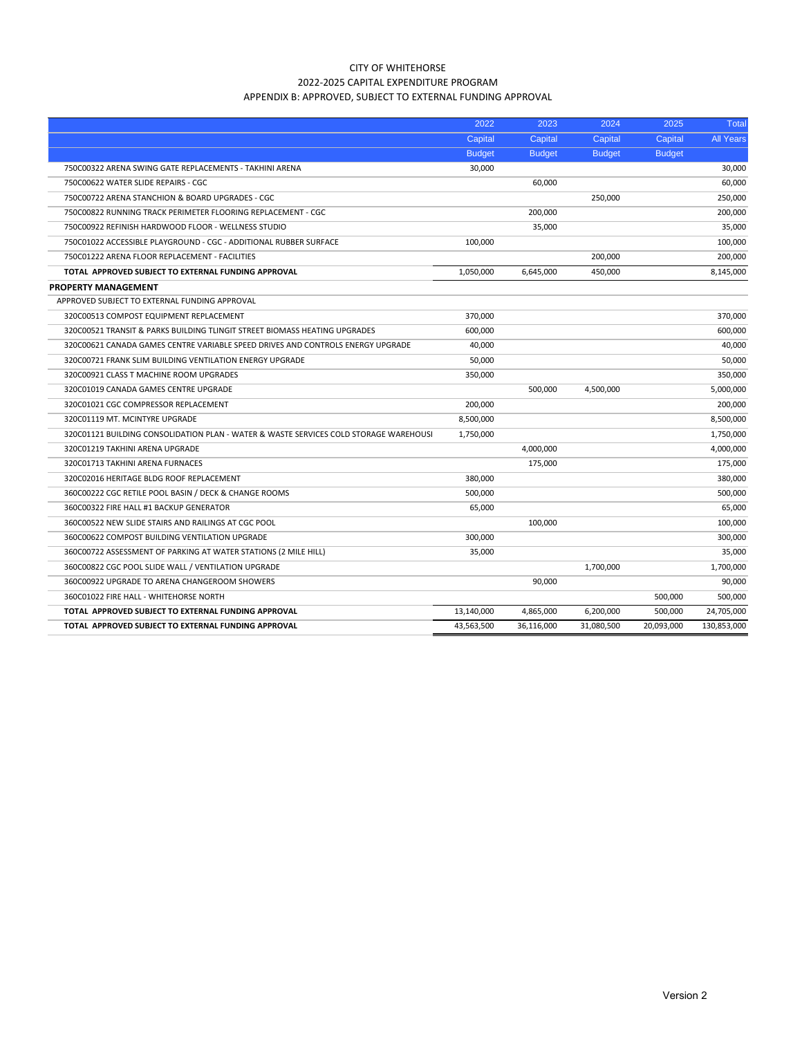CITY OF WHITEHORSE
2022-2025 CAPITAL EXPENDITURE PROGRAM
APPENDIX B: APPROVED, SUBJECT TO EXTERNAL FUNDING APPROVAL

| | 2022 Capital Budget | 2023 Capital Budget | 2024 Capital Budget | 2025 Capital Budget | Total All Years |
|---|---|---|---|---|---|
| 750C00322 ARENA SWING GATE REPLACEMENTS - TAKHINI ARENA | 30,000 | | | | 30,000 |
| 750C00622 WATER SLIDE REPAIRS - CGC | | 60,000 | | | 60,000 |
| 750C00722 ARENA STANCHION & BOARD UPGRADES - CGC | | | 250,000 | | 250,000 |
| 750C00822 RUNNING TRACK PERIMETER FLOORING REPLACEMENT - CGC | | 200,000 | | | 200,000 |
| 750C00922 REFINISH HARDWOOD FLOOR - WELLNESS STUDIO | | 35,000 | | | 35,000 |
| 750C01022 ACCESSIBLE PLAYGROUND - CGC - ADDITIONAL RUBBER SURFACE | 100,000 | | | | 100,000 |
| 750C01222 ARENA FLOOR REPLACEMENT - FACILITIES | | | 200,000 | | 200,000 |
| **TOTAL APPROVED SUBJECT TO EXTERNAL FUNDING APPROVAL** | 1,050,000 | 6,645,000 | 450,000 | | 8,145,000 |
| **PROPERTY MANAGEMENT** | | | | | |
| APPROVED SUBJECT TO EXTERNAL FUNDING APPROVAL | | | | | |
| 320C00513 COMPOST EQUIPMENT REPLACEMENT | 370,000 | | | | 370,000 |
| 320C00521 TRANSIT & PARKS BUILDING TLINGIT STREET BIOMASS HEATING UPGRADES | 600,000 | | | | 600,000 |
| 320C00621 CANADA GAMES CENTRE VARIABLE SPEED DRIVES AND CONTROLS ENERGY UPGRADE | 40,000 | | | | 40,000 |
| 320C00721 FRANK SLIM BUILDING VENTILATION ENERGY UPGRADE | 50,000 | | | | 50,000 |
| 320C00921 CLASS T MACHINE ROOM UPGRADES | 350,000 | | | | 350,000 |
| 320C01019 CANADA GAMES CENTRE UPGRADE | | 500,000 | 4,500,000 | | 5,000,000 |
| 320C01021 CGC COMPRESSOR REPLACEMENT | 200,000 | | | | 200,000 |
| 320C01119 MT. MCINTYRE UPGRADE | 8,500,000 | | | | 8,500,000 |
| 320C01121 BUILDING CONSOLIDATION PLAN - WATER & WASTE SERVICES COLD STORAGE WAREHOUSI | 1,750,000 | | | | 1,750,000 |
| 320C01219 TAKHINI ARENA UPGRADE | | 4,000,000 | | | 4,000,000 |
| 320C01713 TAKHINI ARENA FURNACES | | 175,000 | | | 175,000 |
| 320C02016 HERITAGE BLDG ROOF REPLACEMENT | 380,000 | | | | 380,000 |
| 360C00222 CGC RETILE POOL BASIN / DECK & CHANGE ROOMS | 500,000 | | | | 500,000 |
| 360C00322 FIRE HALL #1 BACKUP GENERATOR | 65,000 | | | | 65,000 |
| 360C00522 NEW SLIDE STAIRS AND RAILINGS AT CGC POOL | | 100,000 | | | 100,000 |
| 360C00622 COMPOST BUILDING VENTILATION UPGRADE | 300,000 | | | | 300,000 |
| 360C00722 ASSESSMENT OF PARKING AT WATER STATIONS (2 MILE HILL) | 35,000 | | | | 35,000 |
| 360C00822 CGC POOL SLIDE WALL / VENTILATION UPGRADE | | | 1,700,000 | | 1,700,000 |
| 360C00922 UPGRADE TO ARENA CHANGEROOM SHOWERS | | 90,000 | | | 90,000 |
| 360C01022 FIRE HALL - WHITEHORSE NORTH | | | | 500,000 | 500,000 |
| **TOTAL APPROVED SUBJECT TO EXTERNAL FUNDING APPROVAL** | 13,140,000 | 4,865,000 | 6,200,000 | 500,000 | 24,705,000 |
| **TOTAL APPROVED SUBJECT TO EXTERNAL FUNDING APPROVAL** | 43,563,500 | 36,116,000 | 31,080,500 | 20,093,000 | 130,853,000 |

Version 2